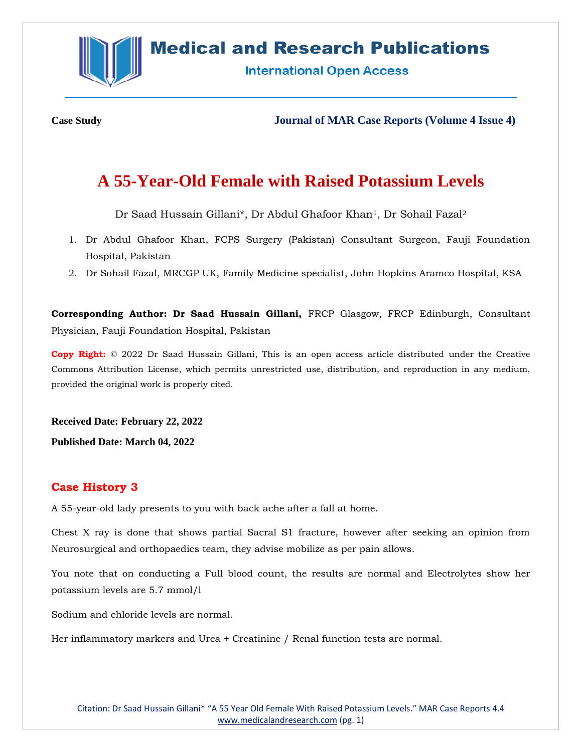Case Study

Journal of MAR Case Reports (Volume 4 Issue 4)

# A 55-Year-Old Female with Raised Potassium Levels

Dr Saad Hussain Gillani*, Dr Abdul Ghafoor Khan[1], Dr Sohail Fazal[2]

1. Dr Abdul Ghafoor Khan, FCPS Surgery (Pakistan) Consultant Surgeon, Fauji Foundation Hospital, Pakistan
2. Dr Sohail Fazal, MRCGP UK, Family Medicine specialist, John Hopkins Aramco Hospital, KSA

**Corresponding Author: Dr Saad Hussain Gillani,** FRCP Glasgow, FRCP Edinburgh, Consultant Physician, Fauji Foundation Hospital, Pakistan

**Copy Right:** © 2022 Dr Saad Hussain Gillani, This is an open access article distributed under the Creative Commons Attribution License, which permits unrestricted use, distribution, and reproduction in any medium, provided the original work is properly cited.

**Received Date: February 22, 2022**

**Published Date: March 04, 2022**

## Case History 3

A 55-year-old lady presents to you with back ache after a fall at home.

Chest X ray is done that shows partial Sacral S1 fracture, however after seeking an opinion from Neurosurgical and orthopaedics team, they advise mobilize as per pain allows.

You note that on conducting a Full blood count, the results are normal and Electrolytes show her potassium levels are 5.7 mmol/l

Sodium and chloride levels are normal.

Her inflammatory markers and Urea + Creatinine / Renal function tests are normal.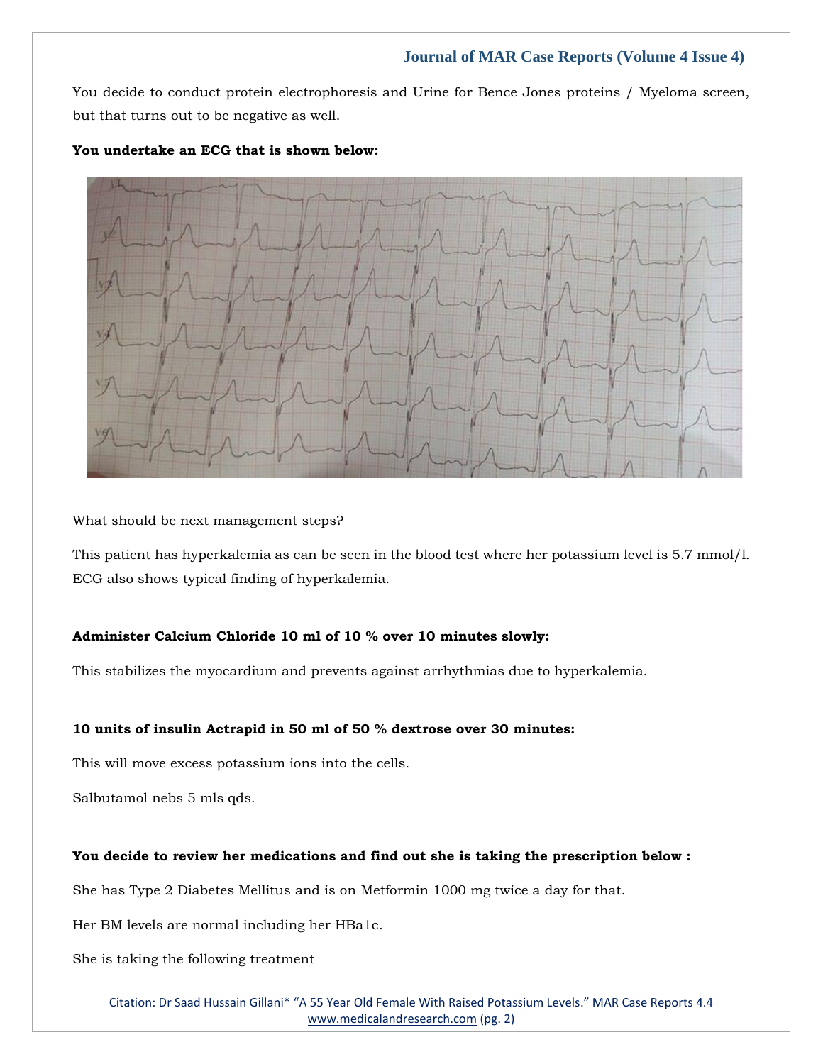You decide to conduct protein electrophoresis and Urine for Bence Jones proteins / Myeloma screen, but that turns out to be negative as well.

**You undertake an ECG that is shown below:**

What should be next management steps?

This patient has hyperkalemia as can be seen in the blood test where her potassium level is 5.7 mmol/l. ECG also shows typical finding of hyperkalemia.

**Administer Calcium Chloride 10 ml of 10 % over 10 minutes slowly:**

This stabilizes the myocardium and prevents against arrhythmias due to hyperkalemia.

**10 units of insulin Actrapid in 50 ml of 50 % dextrose over 30 minutes:**

This will move excess potassium ions into the cells.

Salbutamol nebs 5 mls qds.

**You decide to review her medications and find out she is taking the prescription below :**

She has Type 2 Diabetes Mellitus and is on Metformin 1000 mg twice a day for that.

Her BM levels are normal including her HBa1c.

She is taking the following treatment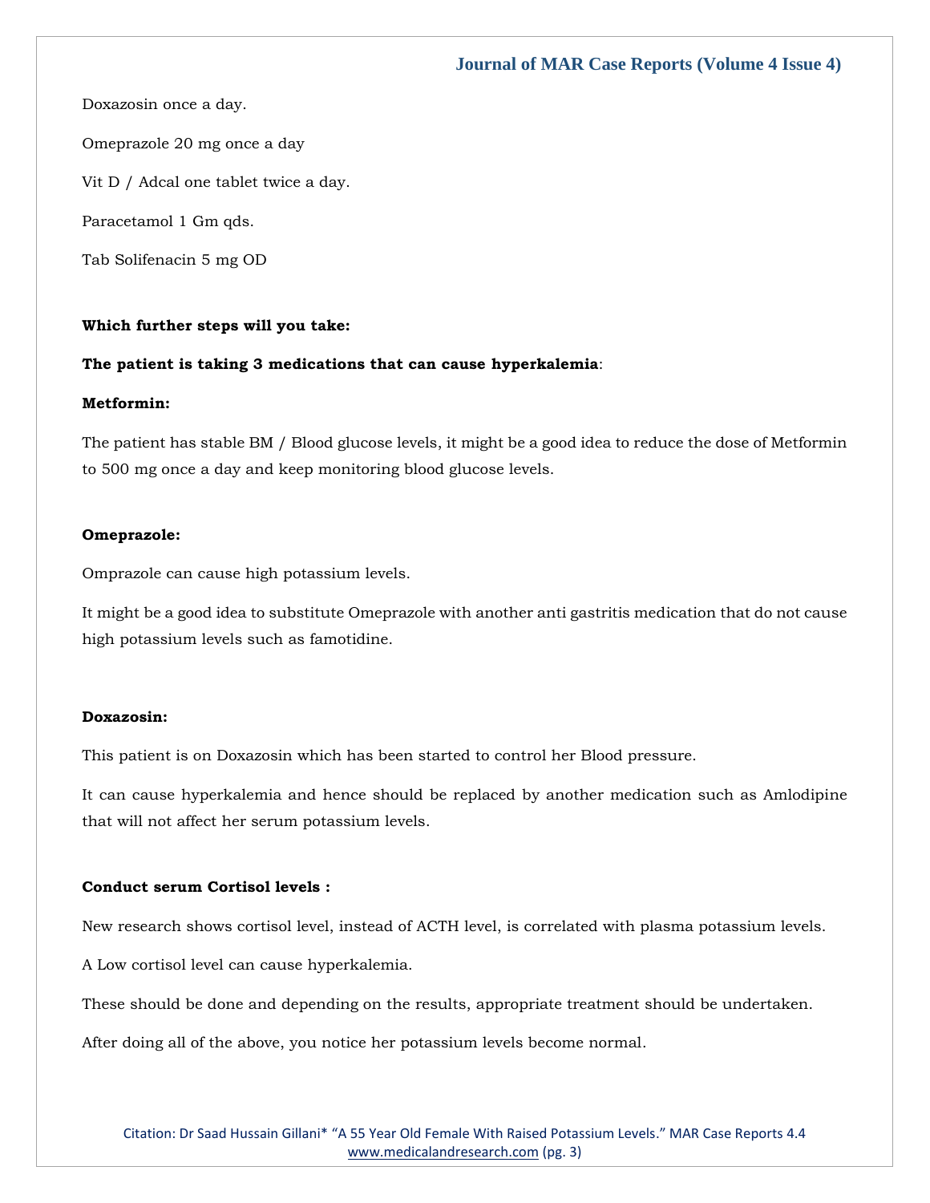Doxazosin once a day.

Omeprazole 20 mg once a day

Vit D / Adcal one tablet twice a day.

Paracetamol 1 Gm qds.

Tab Solifenacin 5 mg OD

**Which further steps will you take:**

**The patient is taking 3 medications that can cause hyperkalemia**:

**Metformin:**

The patient has stable BM / Blood glucose levels, it might be a good idea to reduce the dose of Metformin to 500 mg once a day and keep monitoring blood glucose levels.

**Omeprazole:**

Omprazole can cause high potassium levels.

It might be a good idea to substitute Omeprazole with another anti gastritis medication that do not cause high potassium levels such as famotidine.

**Doxazosin:**

This patient is on Doxazosin which has been started to control her Blood pressure.

It can cause hyperkalemia and hence should be replaced by another medication such as Amlodipine that will not affect her serum potassium levels.

**Conduct serum Cortisol levels :**

New research shows cortisol level, instead of ACTH level, is correlated with plasma potassium levels.

A Low cortisol level can cause hyperkalemia.

These should be done and depending on the results, appropriate treatment should be undertaken.

After doing all of the above, you notice her potassium levels become normal.